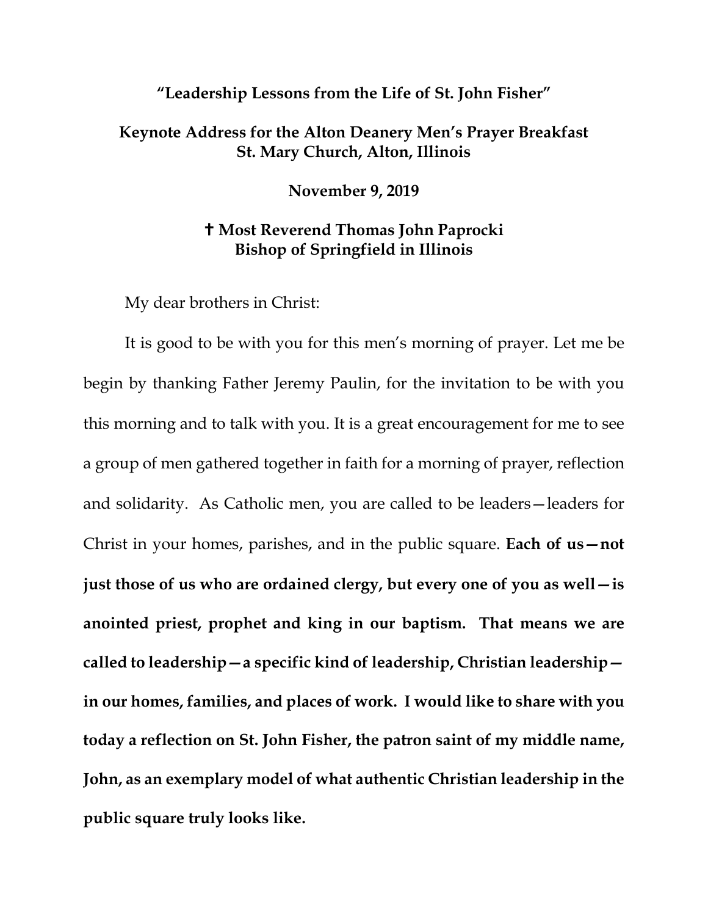# "Leadership Lessons from the Life of St. John Fisher"

## Keynote Address for the Alton Deanery Men's Prayer Breakfast
## St. Mary Church, Alton, Illinois

**November 9, 2019**

**✝ Most Reverend Thomas John Paprocki**
**Bishop of Springfield in Illinois**

My dear brothers in Christ:

It is good to be with you for this men's morning of prayer. Let me be begin by thanking Father Jeremy Paulin, for the invitation to be with you this morning and to talk with you. It is a great encouragement for me to see a group of men gathered together in faith for a morning of prayer, reflection and solidarity. As Catholic men, you are called to be leaders—leaders for Christ in your homes, parishes, and in the public square. **Each of us—not just those of us who are ordained clergy, but every one of you as well—is anointed priest, prophet and king in our baptism. That means we are called to leadership—a specific kind of leadership, Christian leadership—in our homes, families, and places of work. I would like to share with you today a reflection on St. John Fisher, the patron saint of my middle name, John, as an exemplary model of what authentic Christian leadership in the public square truly looks like.**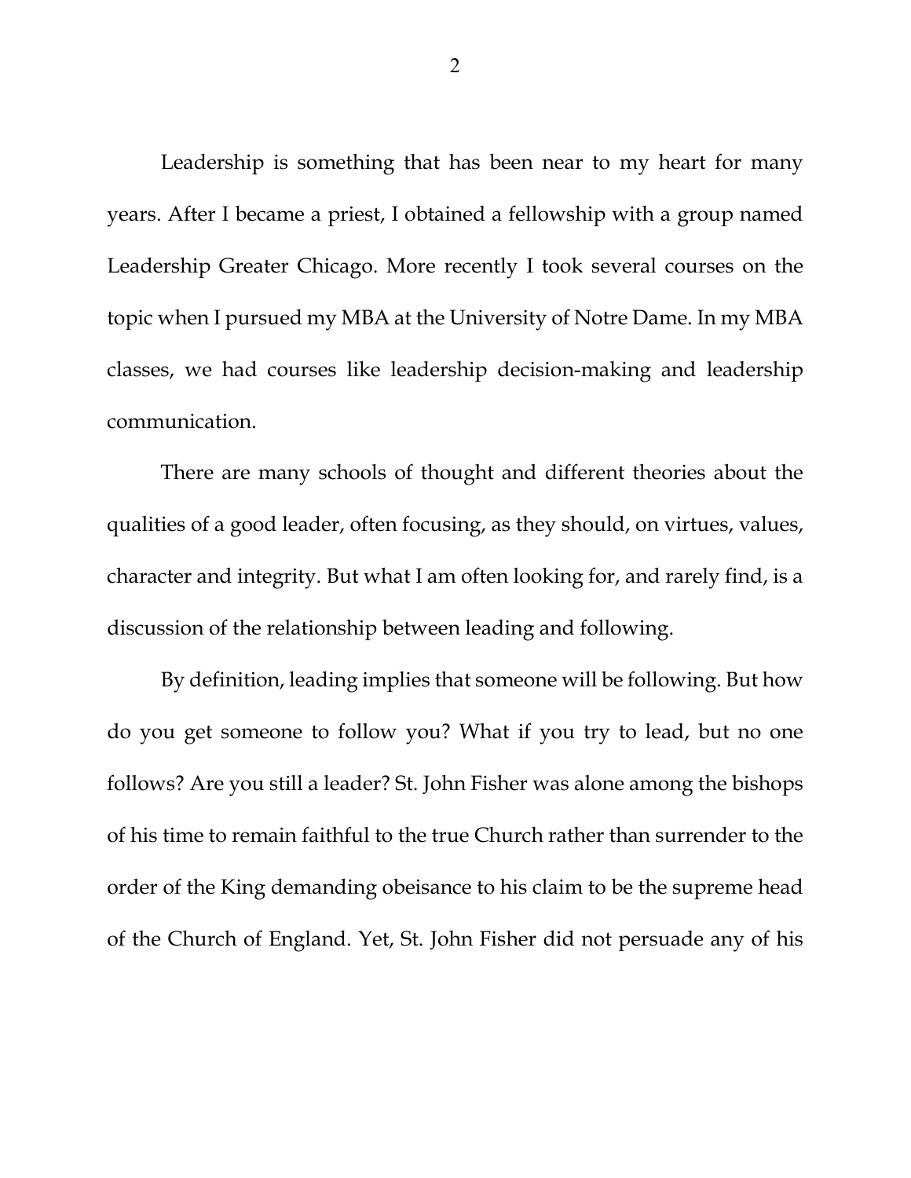Leadership is something that has been near to my heart for many years. After I became a priest, I obtained a fellowship with a group named Leadership Greater Chicago. More recently I took several courses on the topic when I pursued my MBA at the University of Notre Dame. In my MBA classes, we had courses like leadership decision-making and leadership communication.

There are many schools of thought and different theories about the qualities of a good leader, often focusing, as they should, on virtues, values, character and integrity. But what I am often looking for, and rarely find, is a discussion of the relationship between leading and following.

By definition, leading implies that someone will be following. But how do you get someone to follow you? What if you try to lead, but no one follows? Are you still a leader? St. John Fisher was alone among the bishops of his time to remain faithful to the true Church rather than surrender to the order of the King demanding obeisance to his claim to be the supreme head of the Church of England. Yet, St. John Fisher did not persuade any of his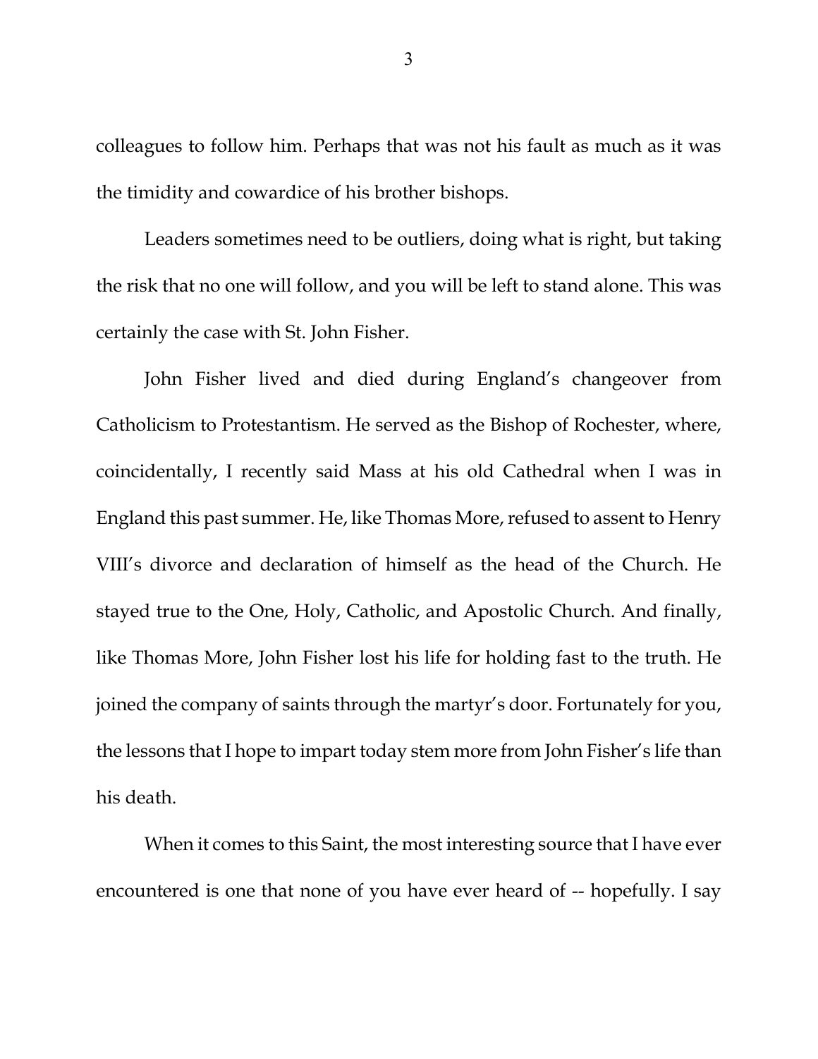colleagues to follow him. Perhaps that was not his fault as much as it was the timidity and cowardice of his brother bishops.

Leaders sometimes need to be outliers, doing what is right, but taking the risk that no one will follow, and you will be left to stand alone. This was certainly the case with St. John Fisher.

John Fisher lived and died during England's changeover from Catholicism to Protestantism. He served as the Bishop of Rochester, where, coincidentally, I recently said Mass at his old Cathedral when I was in England this past summer. He, like Thomas More, refused to assent to Henry VIII's divorce and declaration of himself as the head of the Church. He stayed true to the One, Holy, Catholic, and Apostolic Church. And finally, like Thomas More, John Fisher lost his life for holding fast to the truth. He joined the company of saints through the martyr's door. Fortunately for you, the lessons that I hope to impart today stem more from John Fisher's life than his death.

When it comes to this Saint, the most interesting source that I have ever encountered is one that none of you have ever heard of -- hopefully. I say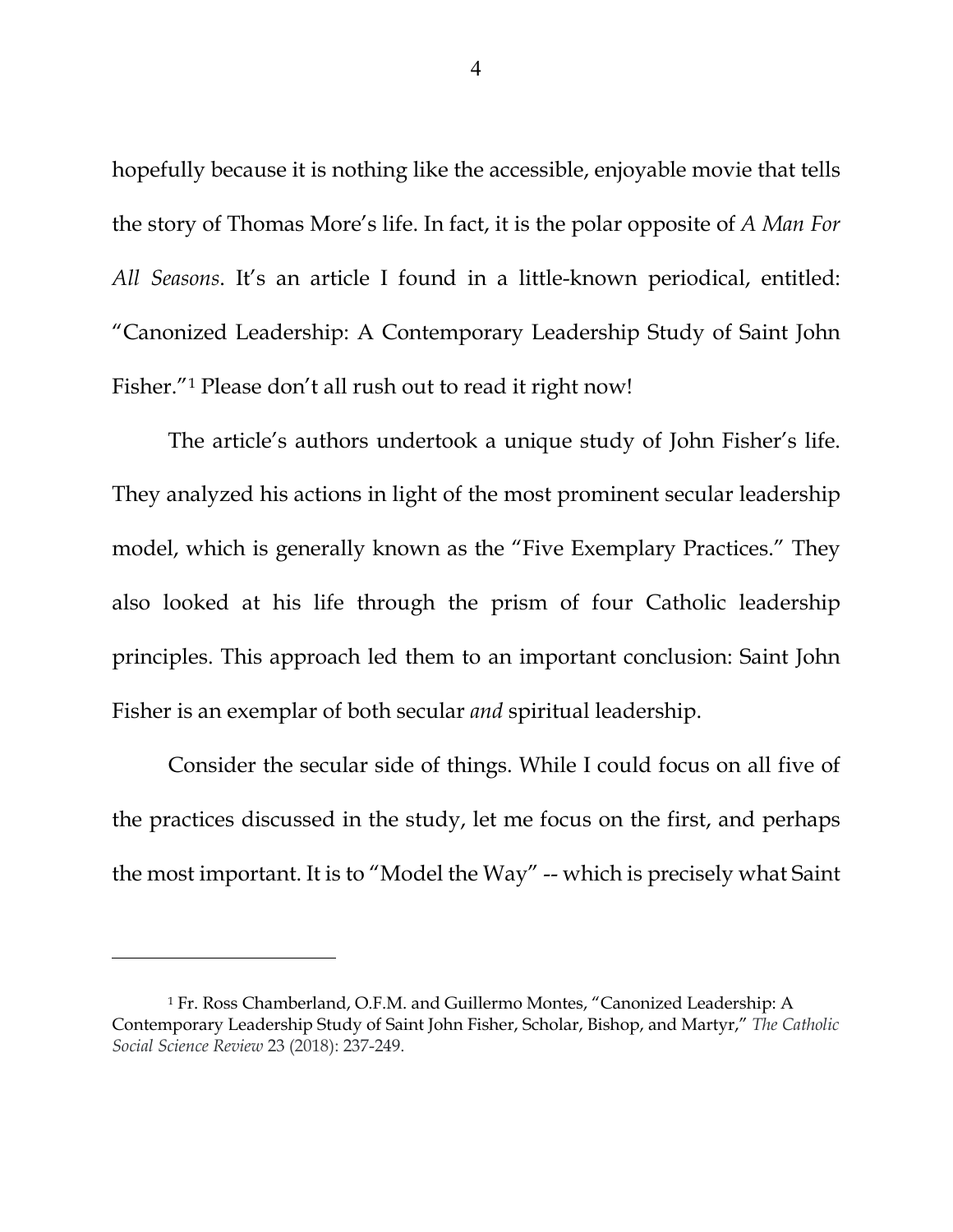hopefully because it is nothing like the accessible, enjoyable movie that tells the story of Thomas More's life. In fact, it is the polar opposite of *A Man For All Seasons*. It's an article I found in a little-known periodical, entitled: "Canonized Leadership: A Contemporary Leadership Study of Saint John Fisher."[1] Please don't all rush out to read it right now!

The article's authors undertook a unique study of John Fisher's life. They analyzed his actions in light of the most prominent secular leadership model, which is generally known as the "Five Exemplary Practices." They also looked at his life through the prism of four Catholic leadership principles. This approach led them to an important conclusion: Saint John Fisher is an exemplar of both secular *and* spiritual leadership.

Consider the secular side of things. While I could focus on all five of the practices discussed in the study, let me focus on the first, and perhaps the most important. It is to "Model the Way" -- which is precisely what Saint

---

[1] Fr. Ross Chamberland, O.F.M. and Guillermo Montes, "Canonized Leadership: A Contemporary Leadership Study of Saint John Fisher, Scholar, Bishop, and Martyr," *The Catholic Social Science Review* 23 (2018): 237-249.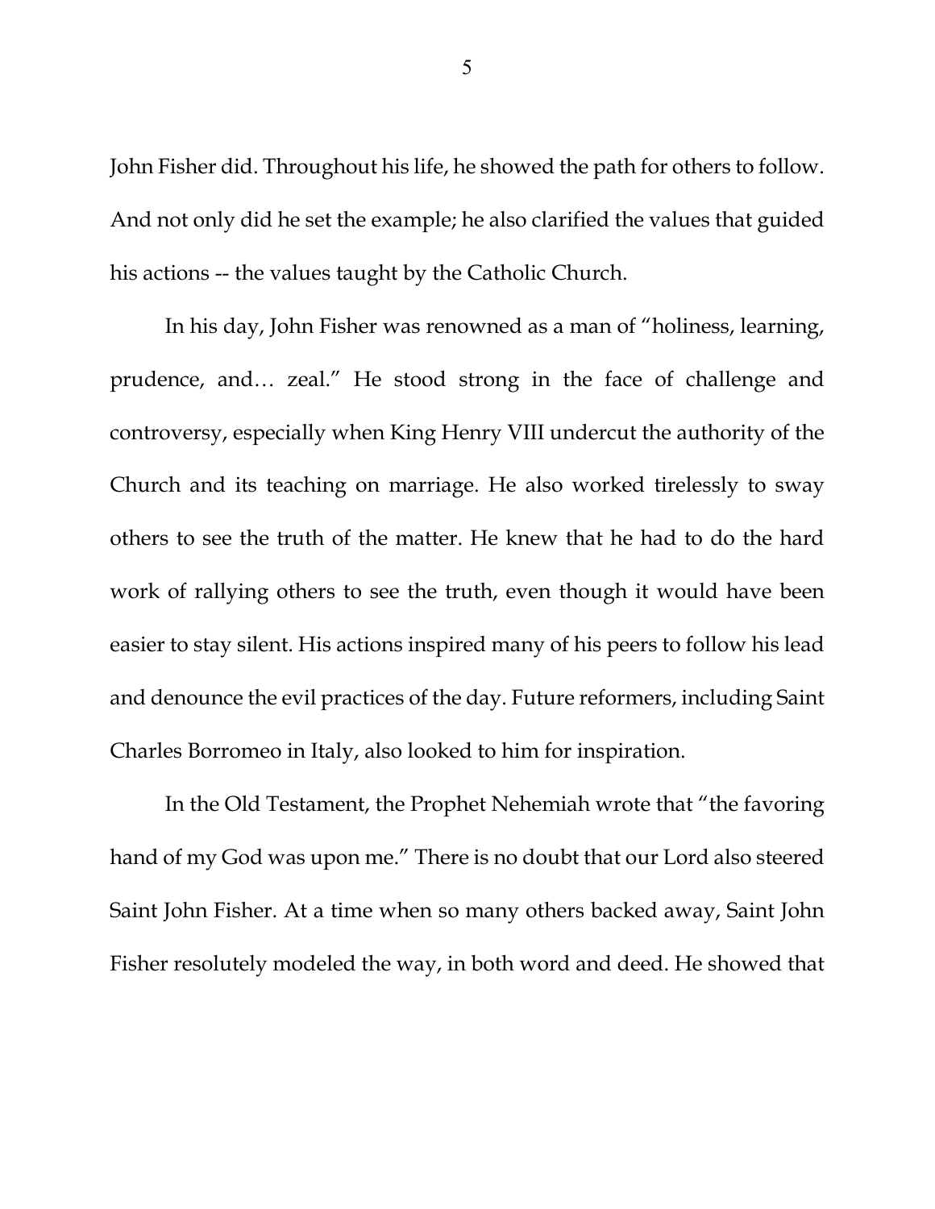John Fisher did. Throughout his life, he showed the path for others to follow. And not only did he set the example; he also clarified the values that guided his actions -- the values taught by the Catholic Church.

In his day, John Fisher was renowned as a man of "holiness, learning, prudence, and… zeal." He stood strong in the face of challenge and controversy, especially when King Henry VIII undercut the authority of the Church and its teaching on marriage. He also worked tirelessly to sway others to see the truth of the matter. He knew that he had to do the hard work of rallying others to see the truth, even though it would have been easier to stay silent. His actions inspired many of his peers to follow his lead and denounce the evil practices of the day. Future reformers, including Saint Charles Borromeo in Italy, also looked to him for inspiration.

In the Old Testament, the Prophet Nehemiah wrote that "the favoring hand of my God was upon me." There is no doubt that our Lord also steered Saint John Fisher. At a time when so many others backed away, Saint John Fisher resolutely modeled the way, in both word and deed. He showed that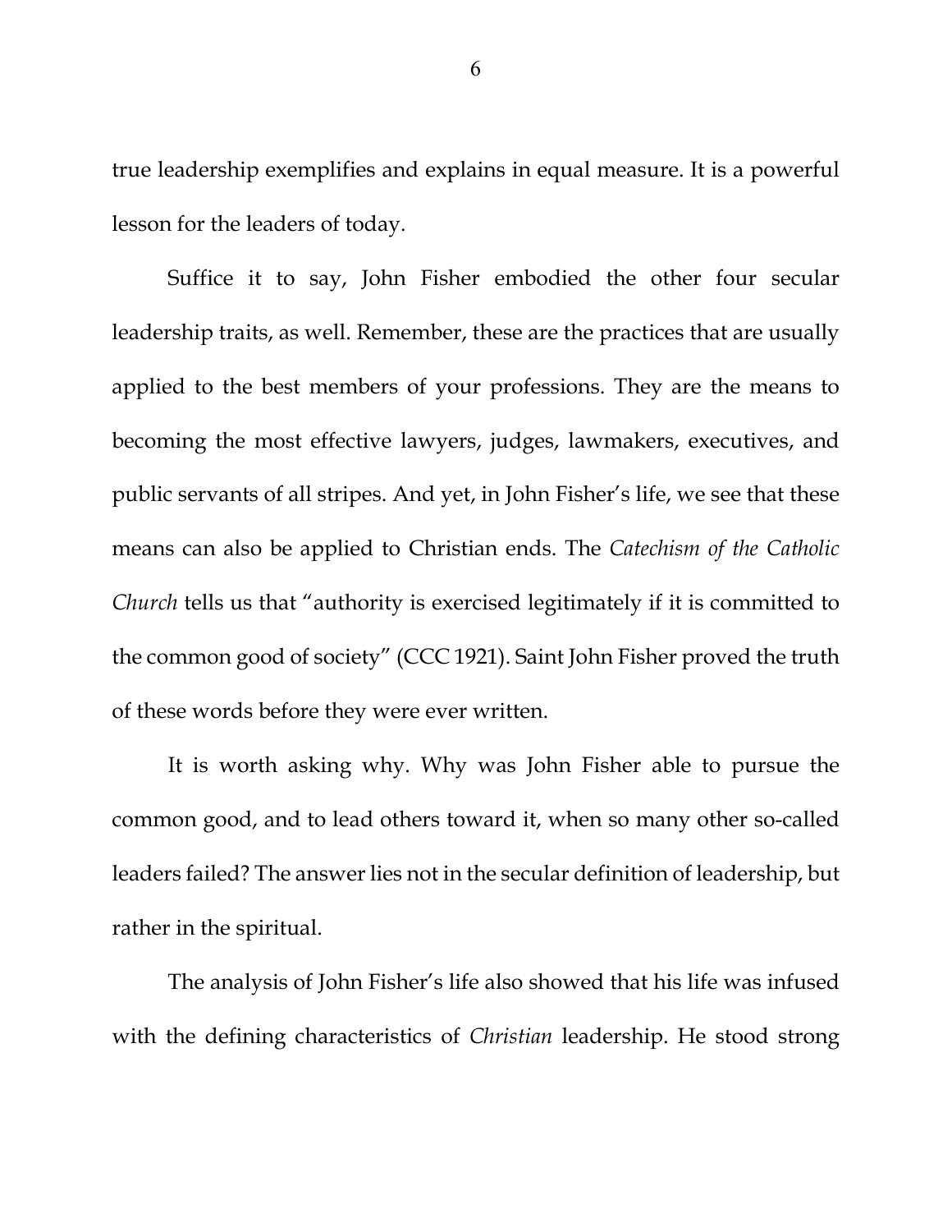true leadership exemplifies and explains in equal measure. It is a powerful lesson for the leaders of today.

Suffice it to say, John Fisher embodied the other four secular leadership traits, as well. Remember, these are the practices that are usually applied to the best members of your professions. They are the means to becoming the most effective lawyers, judges, lawmakers, executives, and public servants of all stripes. And yet, in John Fisher's life, we see that these means can also be applied to Christian ends. The *Catechism of the Catholic Church* tells us that "authority is exercised legitimately if it is committed to the common good of society" (CCC 1921). Saint John Fisher proved the truth of these words before they were ever written.

It is worth asking why. Why was John Fisher able to pursue the common good, and to lead others toward it, when so many other so-called leaders failed? The answer lies not in the secular definition of leadership, but rather in the spiritual.

The analysis of John Fisher's life also showed that his life was infused with the defining characteristics of *Christian* leadership. He stood strong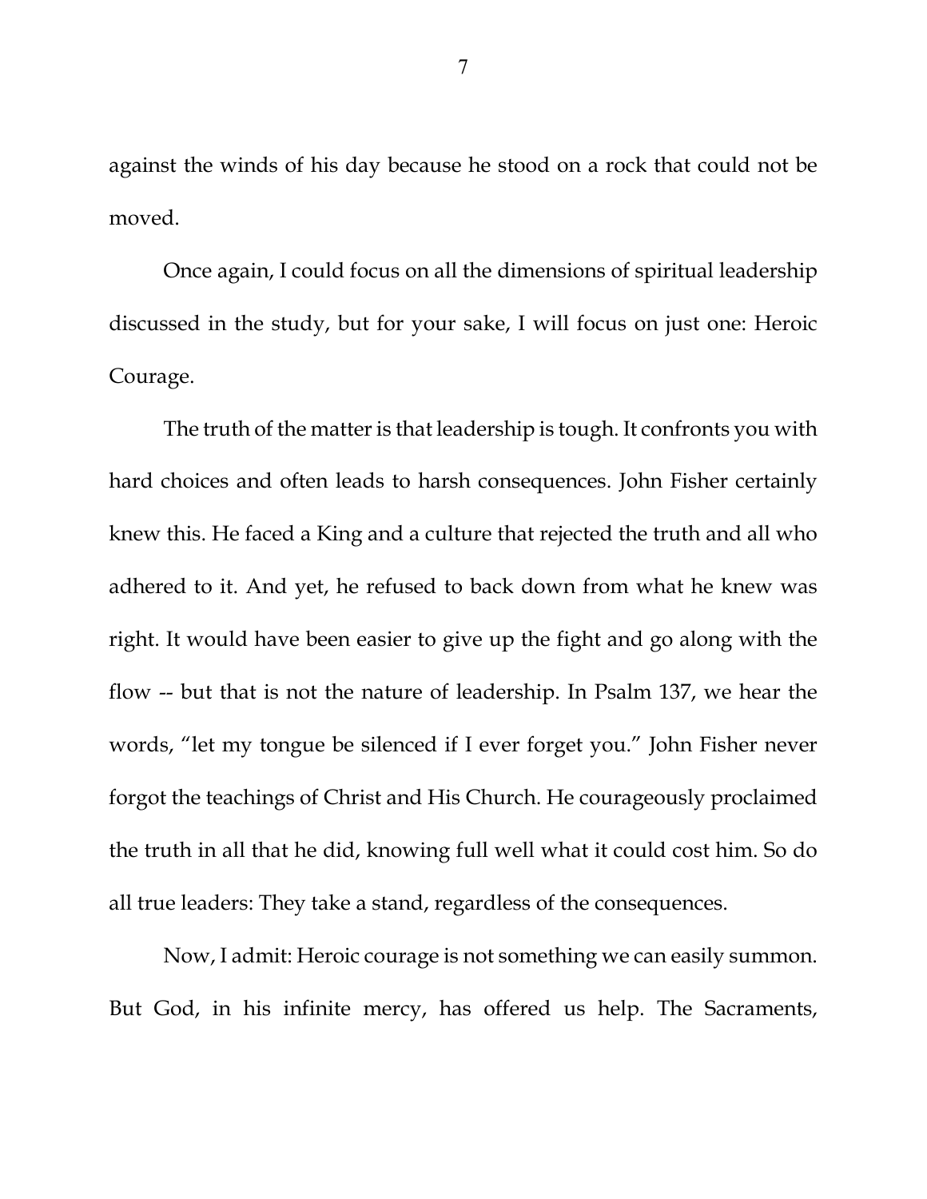against the winds of his day because he stood on a rock that could not be moved.

Once again, I could focus on all the dimensions of spiritual leadership discussed in the study, but for your sake, I will focus on just one: Heroic Courage.

The truth of the matter is that leadership is tough. It confronts you with hard choices and often leads to harsh consequences. John Fisher certainly knew this. He faced a King and a culture that rejected the truth and all who adhered to it. And yet, he refused to back down from what he knew was right. It would have been easier to give up the fight and go along with the flow -- but that is not the nature of leadership. In Psalm 137, we hear the words, "let my tongue be silenced if I ever forget you." John Fisher never forgot the teachings of Christ and His Church. He courageously proclaimed the truth in all that he did, knowing full well what it could cost him. So do all true leaders: They take a stand, regardless of the consequences.

Now, I admit: Heroic courage is not something we can easily summon. But God, in his infinite mercy, has offered us help. The Sacraments,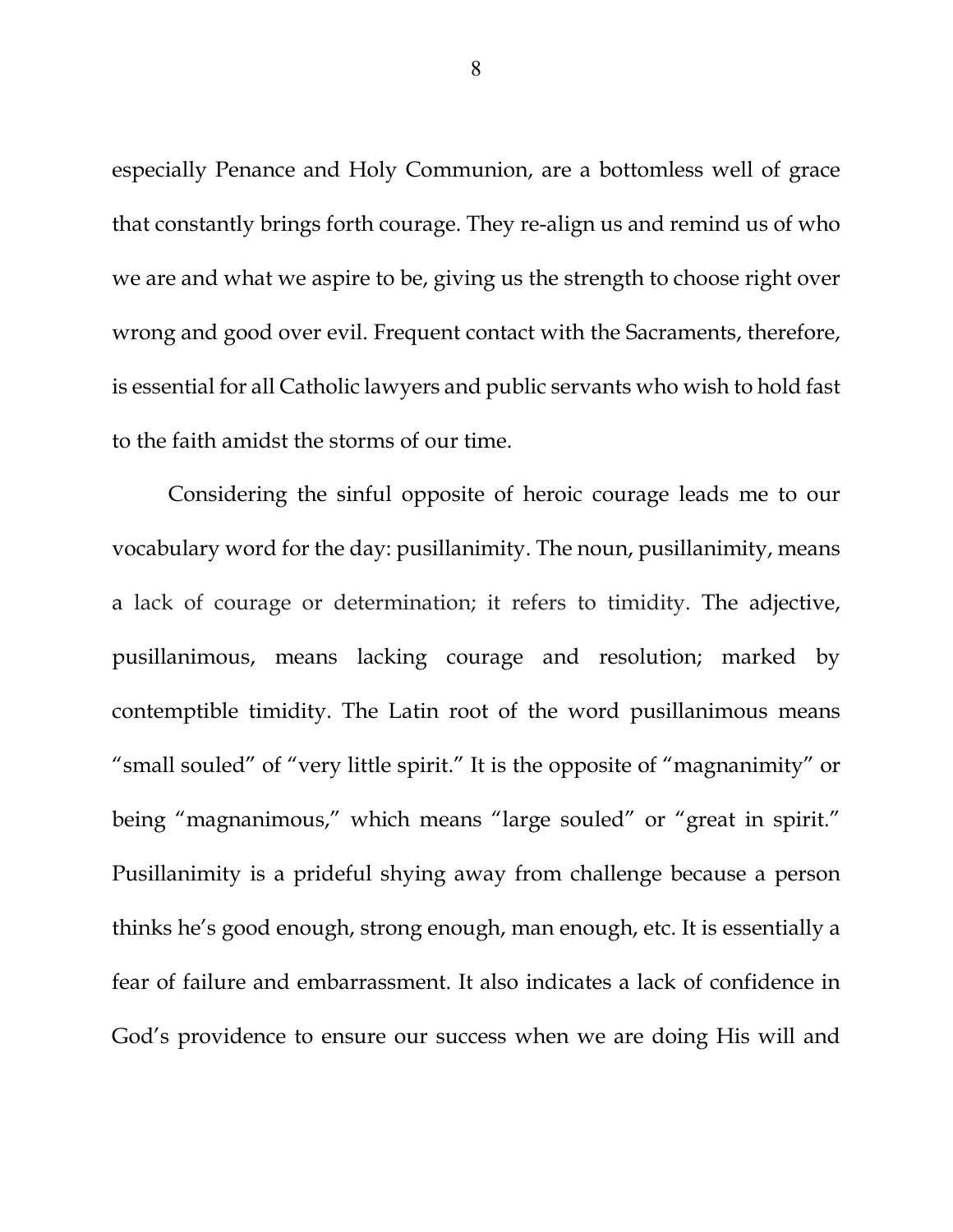especially Penance and Holy Communion, are a bottomless well of grace that constantly brings forth courage. They re-align us and remind us of who we are and what we aspire to be, giving us the strength to choose right over wrong and good over evil. Frequent contact with the Sacraments, therefore, is essential for all Catholic lawyers and public servants who wish to hold fast to the faith amidst the storms of our time.

Considering the sinful opposite of heroic courage leads me to our vocabulary word for the day: pusillanimity. The noun, pusillanimity, means a lack of courage or determination; it refers to timidity. The adjective, pusillanimous, means lacking courage and resolution; marked by contemptible timidity. The Latin root of the word pusillanimous means "small souled" of "very little spirit." It is the opposite of "magnanimity" or being "magnanimous," which means "large souled" or "great in spirit." Pusillanimity is a prideful shying away from challenge because a person thinks he's good enough, strong enough, man enough, etc. It is essentially a fear of failure and embarrassment. It also indicates a lack of confidence in God's providence to ensure our success when we are doing His will and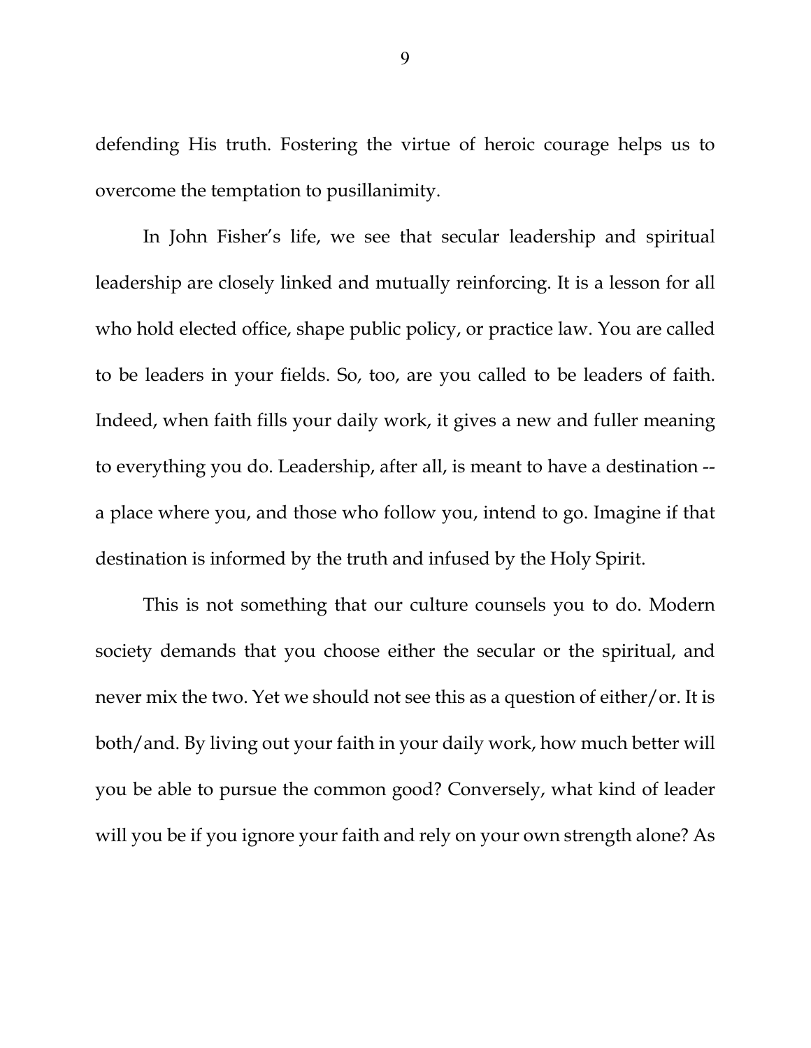defending His truth. Fostering the virtue of heroic courage helps us to overcome the temptation to pusillanimity.

In John Fisher's life, we see that secular leadership and spiritual leadership are closely linked and mutually reinforcing. It is a lesson for all who hold elected office, shape public policy, or practice law. You are called to be leaders in your fields. So, too, are you called to be leaders of faith. Indeed, when faith fills your daily work, it gives a new and fuller meaning to everything you do. Leadership, after all, is meant to have a destination -- a place where you, and those who follow you, intend to go. Imagine if that destination is informed by the truth and infused by the Holy Spirit.

This is not something that our culture counsels you to do. Modern society demands that you choose either the secular or the spiritual, and never mix the two. Yet we should not see this as a question of either/or. It is both/and. By living out your faith in your daily work, how much better will you be able to pursue the common good? Conversely, what kind of leader will you be if you ignore your faith and rely on your own strength alone? As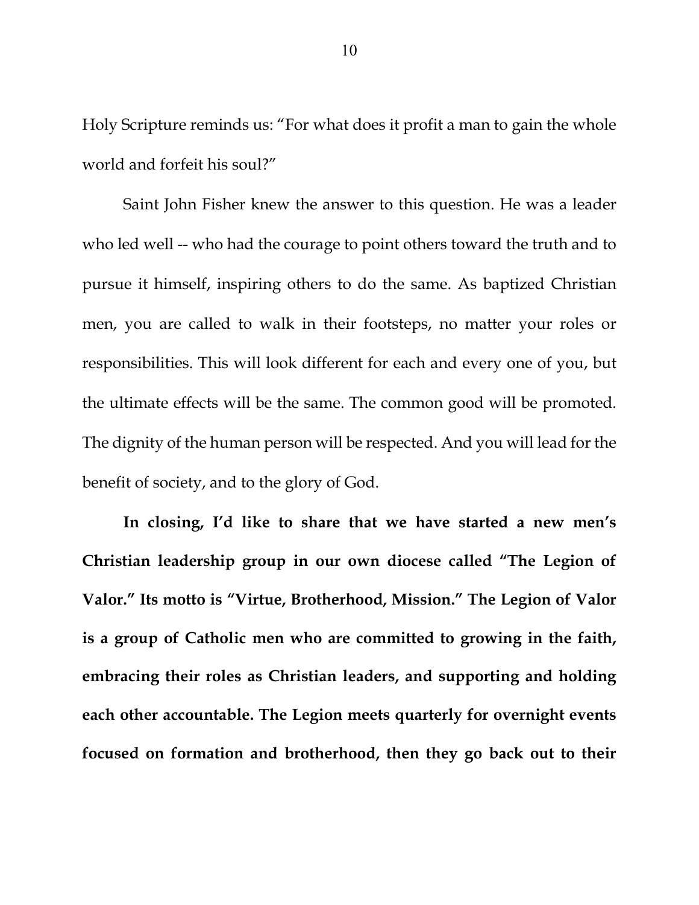Holy Scripture reminds us: "For what does it profit a man to gain the whole world and forfeit his soul?"

Saint John Fisher knew the answer to this question. He was a leader who led well -- who had the courage to point others toward the truth and to pursue it himself, inspiring others to do the same. As baptized Christian men, you are called to walk in their footsteps, no matter your roles or responsibilities. This will look different for each and every one of you, but the ultimate effects will be the same. The common good will be promoted. The dignity of the human person will be respected. And you will lead for the benefit of society, and to the glory of God.

**In closing, I'd like to share that we have started a new men's Christian leadership group in our own diocese called "The Legion of Valor." Its motto is "Virtue, Brotherhood, Mission." The Legion of Valor is a group of Catholic men who are committed to growing in the faith, embracing their roles as Christian leaders, and supporting and holding each other accountable. The Legion meets quarterly for overnight events focused on formation and brotherhood, then they go back out to their**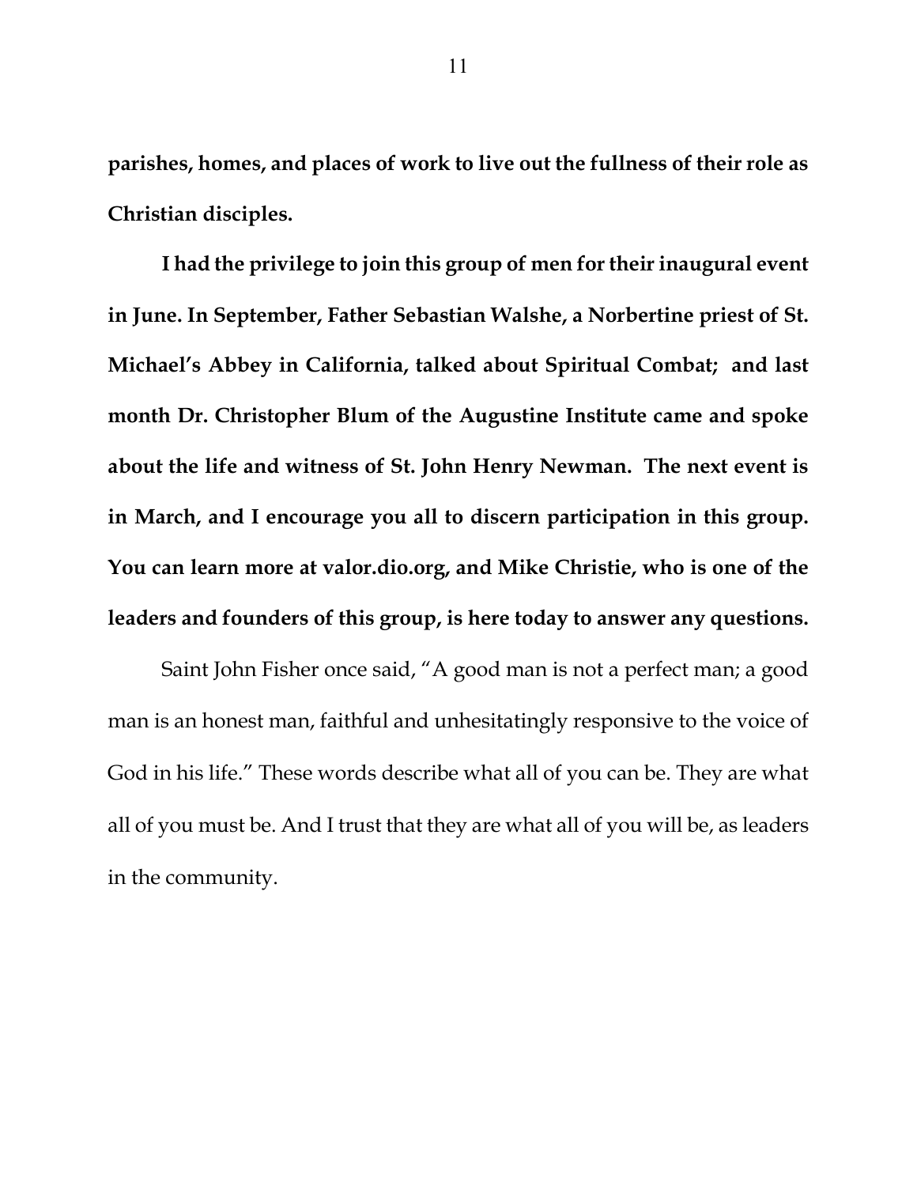**parishes, homes, and places of work to live out the fullness of their role as Christian disciples.**

**I had the privilege to join this group of men for their inaugural event in June. In September, Father Sebastian Walshe, a Norbertine priest of St. Michael's Abbey in California, talked about Spiritual Combat; and last month Dr. Christopher Blum of the Augustine Institute came and spoke about the life and witness of St. John Henry Newman. The next event is in March, and I encourage you all to discern participation in this group. You can learn more at valor.dio.org, and Mike Christie, who is one of the leaders and founders of this group, is here today to answer any questions.**

Saint John Fisher once said, "A good man is not a perfect man; a good man is an honest man, faithful and unhesitatingly responsive to the voice of God in his life." These words describe what all of you can be. They are what all of you must be. And I trust that they are what all of you will be, as leaders in the community.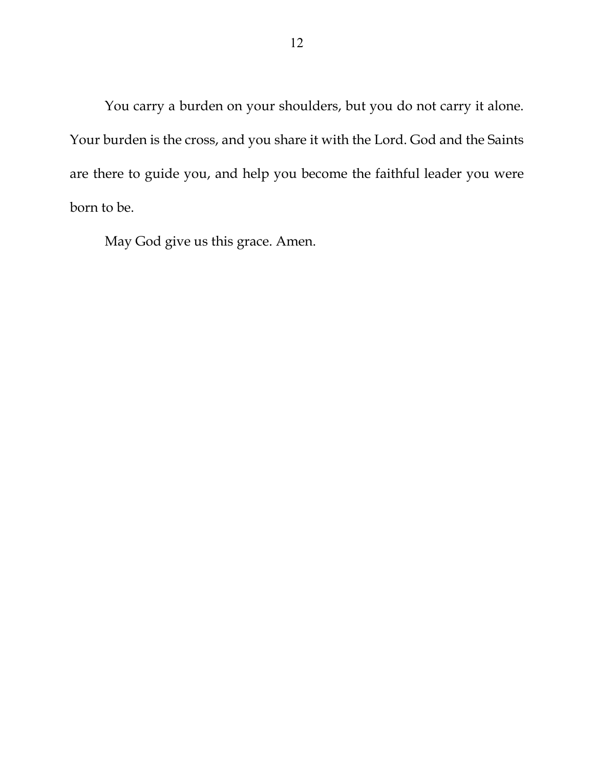You carry a burden on your shoulders, but you do not carry it alone. Your burden is the cross, and you share it with the Lord. God and the Saints are there to guide you, and help you become the faithful leader you were born to be.

May God give us this grace. Amen.